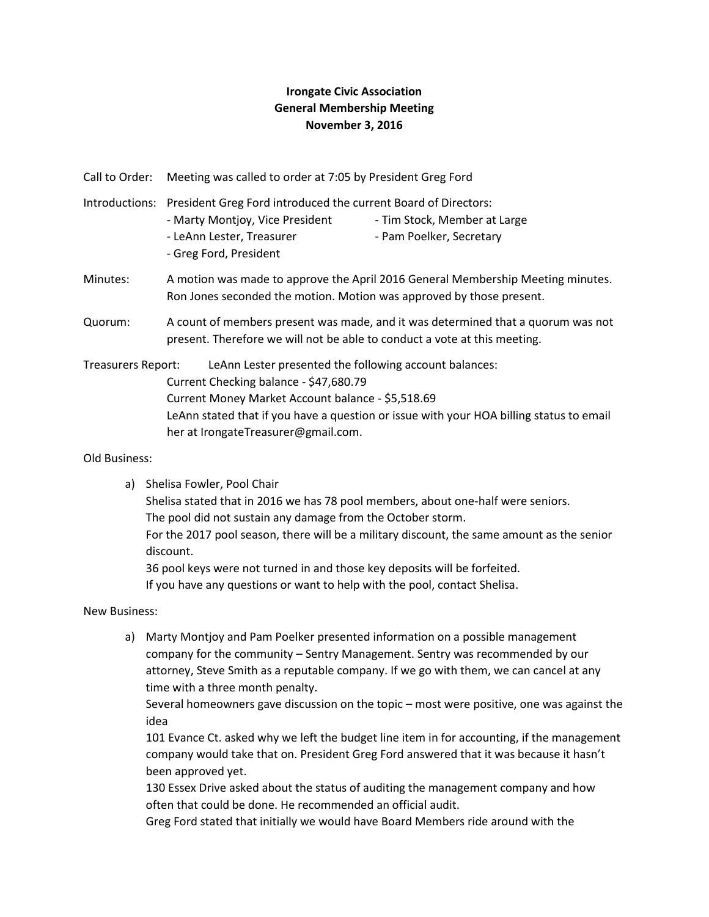**Irongate Civic Association**
**General Membership Meeting**
**November 3, 2016**

Call to Order: Meeting was called to order at 7:05 by President Greg Ford

Introductions: President Greg Ford introduced the current Board of Directors:
- Marty Montjoy, Vice President
- Tim Stock, Member at Large
- LeAnn Lester, Treasurer
- Pam Poelker, Secretary
- Greg Ford, President

Minutes: A motion was made to approve the April 2016 General Membership Meeting minutes. Ron Jones seconded the motion. Motion was approved by those present.

Quorum: A count of members present was made, and it was determined that a quorum was not present. Therefore we will not be able to conduct a vote at this meeting.

Treasurers Report: LeAnn Lester presented the following account balances:
Current Checking balance - $47,680.79
Current Money Market Account balance - $5,518.69
LeAnn stated that if you have a question or issue with your HOA billing status to email her at IrongateTreasurer@gmail.com.

Old Business:

a) Shelisa Fowler, Pool Chair
Shelisa stated that in 2016 we has 78 pool members, about one-half were seniors.
The pool did not sustain any damage from the October storm.
For the 2017 pool season, there will be a military discount, the same amount as the senior discount.
36 pool keys were not turned in and those key deposits will be forfeited.
If you have any questions or want to help with the pool, contact Shelisa.

New Business:

a) Marty Montjoy and Pam Poelker presented information on a possible management company for the community – Sentry Management. Sentry was recommended by our attorney, Steve Smith as a reputable company. If we go with them, we can cancel at any time with a three month penalty.
Several homeowners gave discussion on the topic – most were positive, one was against the idea
101 Evance Ct. asked why we left the budget line item in for accounting, if the management company would take that on. President Greg Ford answered that it was because it hasn't been approved yet.
130 Essex Drive asked about the status of auditing the management company and how often that could be done. He recommended an official audit.
Greg Ford stated that initially we would have Board Members ride around with the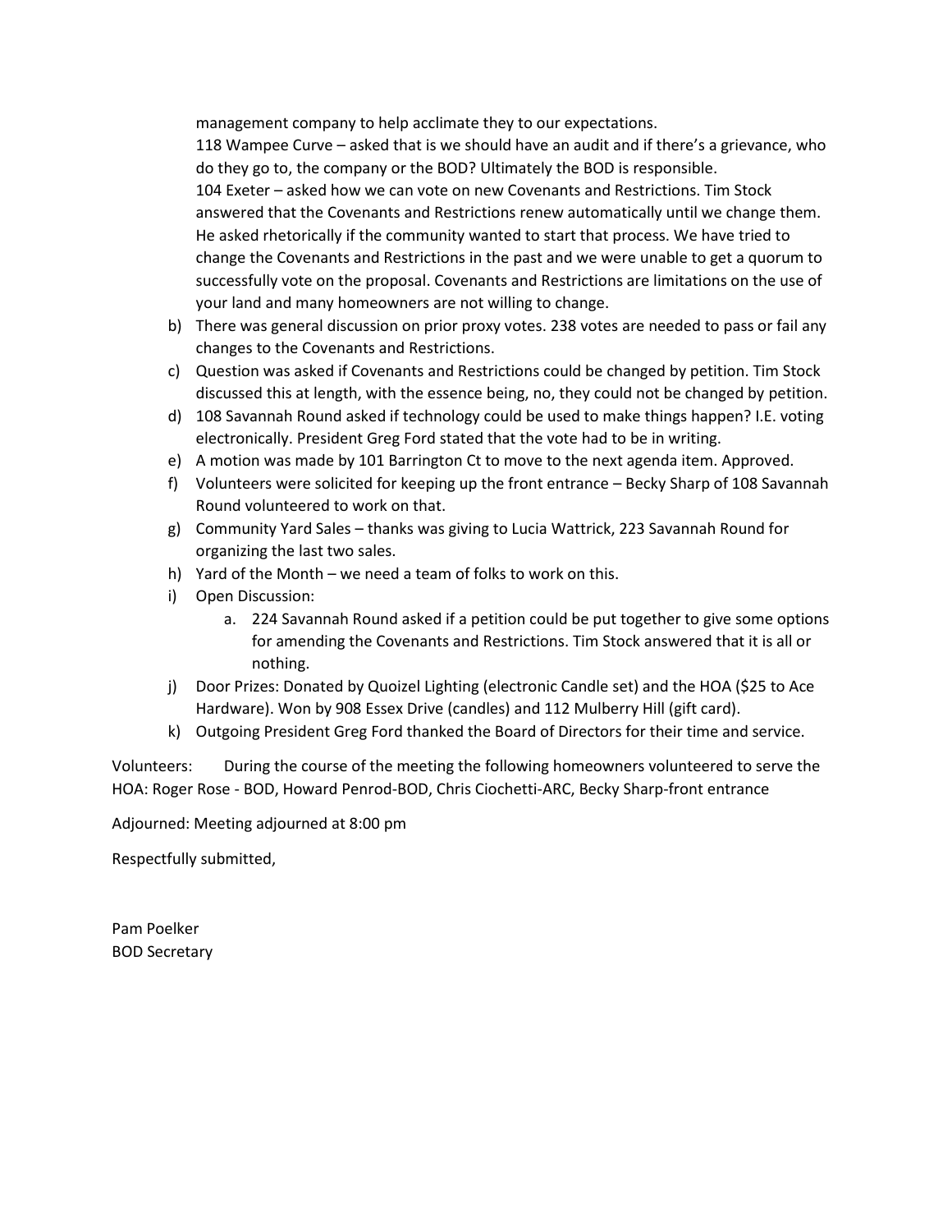management company to help acclimate they to our expectations.

118 Wampee Curve – asked that is we should have an audit and if there's a grievance, who do they go to, the company or the BOD? Ultimately the BOD is responsible.

104 Exeter – asked how we can vote on new Covenants and Restrictions. Tim Stock answered that the Covenants and Restrictions renew automatically until we change them. He asked rhetorically if the community wanted to start that process. We have tried to change the Covenants and Restrictions in the past and we were unable to get a quorum to successfully vote on the proposal. Covenants and Restrictions are limitations on the use of your land and many homeowners are not willing to change.

b) There was general discussion on prior proxy votes. 238 votes are needed to pass or fail any changes to the Covenants and Restrictions.
c) Question was asked if Covenants and Restrictions could be changed by petition. Tim Stock discussed this at length, with the essence being, no, they could not be changed by petition.
d) 108 Savannah Round asked if technology could be used to make things happen? I.E. voting electronically. President Greg Ford stated that the vote had to be in writing.
e) A motion was made by 101 Barrington Ct to move to the next agenda item. Approved.
f) Volunteers were solicited for keeping up the front entrance – Becky Sharp of 108 Savannah Round volunteered to work on that.
g) Community Yard Sales – thanks was giving to Lucia Wattrick, 223 Savannah Round for organizing the last two sales.
h) Yard of the Month – we need a team of folks to work on this.
i) Open Discussion:
    a. 224 Savannah Round asked if a petition could be put together to give some options for amending the Covenants and Restrictions. Tim Stock answered that it is all or nothing.
j) Door Prizes: Donated by Quoizel Lighting (electronic Candle set) and the HOA ($25 to Ace Hardware). Won by 908 Essex Drive (candles) and 112 Mulberry Hill (gift card).
k) Outgoing President Greg Ford thanked the Board of Directors for their time and service.

Volunteers: During the course of the meeting the following homeowners volunteered to serve the HOA: Roger Rose - BOD, Howard Penrod-BOD, Chris Ciochetti-ARC, Becky Sharp-front entrance

Adjourned: Meeting adjourned at 8:00 pm

Respectfully submitted,

Pam Poelker
BOD Secretary